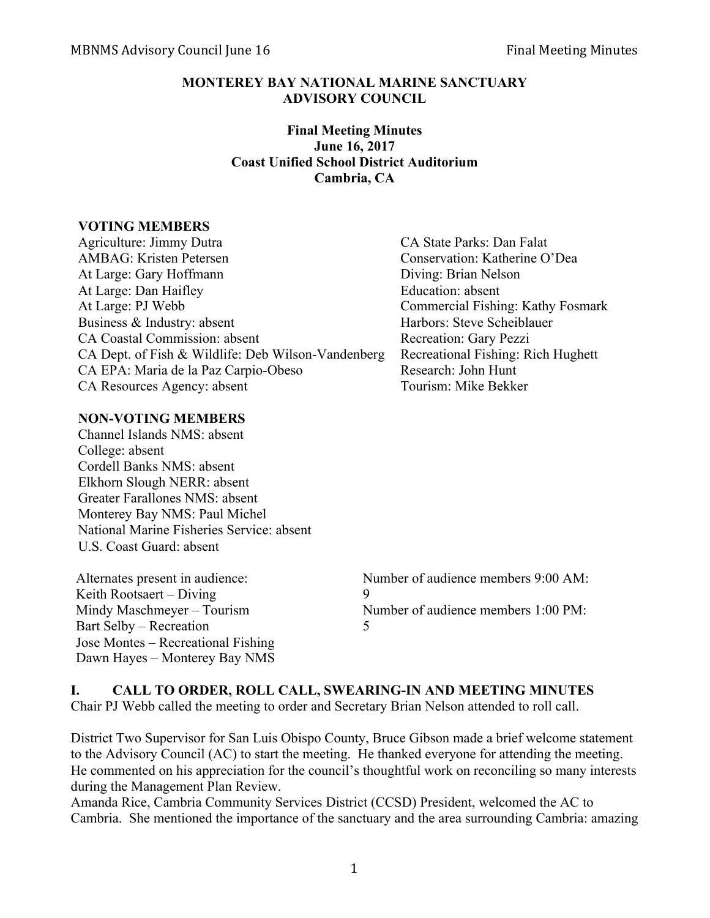**MONTEREY BAY NATIONAL MARINE SANCTUARY**
**ADVISORY COUNCIL**

**Final Meeting Minutes**
**June 16, 2017**
**Coast Unified School District Auditorium**
**Cambria, CA**

**VOTING MEMBERS**

Agriculture: Jimmy Dutra
AMBAG: Kristen Petersen
At Large: Gary Hoffmann
At Large: Dan Haifley
At Large: PJ Webb
Business & Industry: absent
CA Coastal Commission: absent
CA Dept. of Fish & Wildlife: Deb Wilson-Vandenberg
CA EPA: Maria de la Paz Carpio-Obeso
CA Resources Agency: absent
CA State Parks: Dan Falat
Conservation: Katherine O'Dea
Diving: Brian Nelson
Education: absent
Commercial Fishing: Kathy Fosmark
Harbors: Steve Scheiblauer
Recreation: Gary Pezzi
Recreational Fishing: Rich Hughett
Research: John Hunt
Tourism: Mike Bekker

**NON-VOTING MEMBERS**

Channel Islands NMS: absent
College: absent
Cordell Banks NMS: absent
Elkhorn Slough NERR: absent
Greater Farallones NMS: absent
Monterey Bay NMS: Paul Michel
National Marine Fisheries Service: absent
U.S. Coast Guard: absent

Alternates present in audience:
Keith Rootsaert – Diving
Mindy Maschmeyer – Tourism
Bart Selby – Recreation
Jose Montes – Recreational Fishing
Dawn Hayes – Monterey Bay NMS

Number of audience members 9:00 AM: 9
Number of audience members 1:00 PM: 5

## I. CALL TO ORDER, ROLL CALL, SWEARING-IN AND MEETING MINUTES

Chair PJ Webb called the meeting to order and Secretary Brian Nelson attended to roll call.

District Two Supervisor for San Luis Obispo County, Bruce Gibson made a brief welcome statement to the Advisory Council (AC) to start the meeting. He thanked everyone for attending the meeting. He commented on his appreciation for the council's thoughtful work on reconciling so many interests during the Management Plan Review.
Amanda Rice, Cambria Community Services District (CCSD) President, welcomed the AC to Cambria. She mentioned the importance of the sanctuary and the area surrounding Cambria: amazing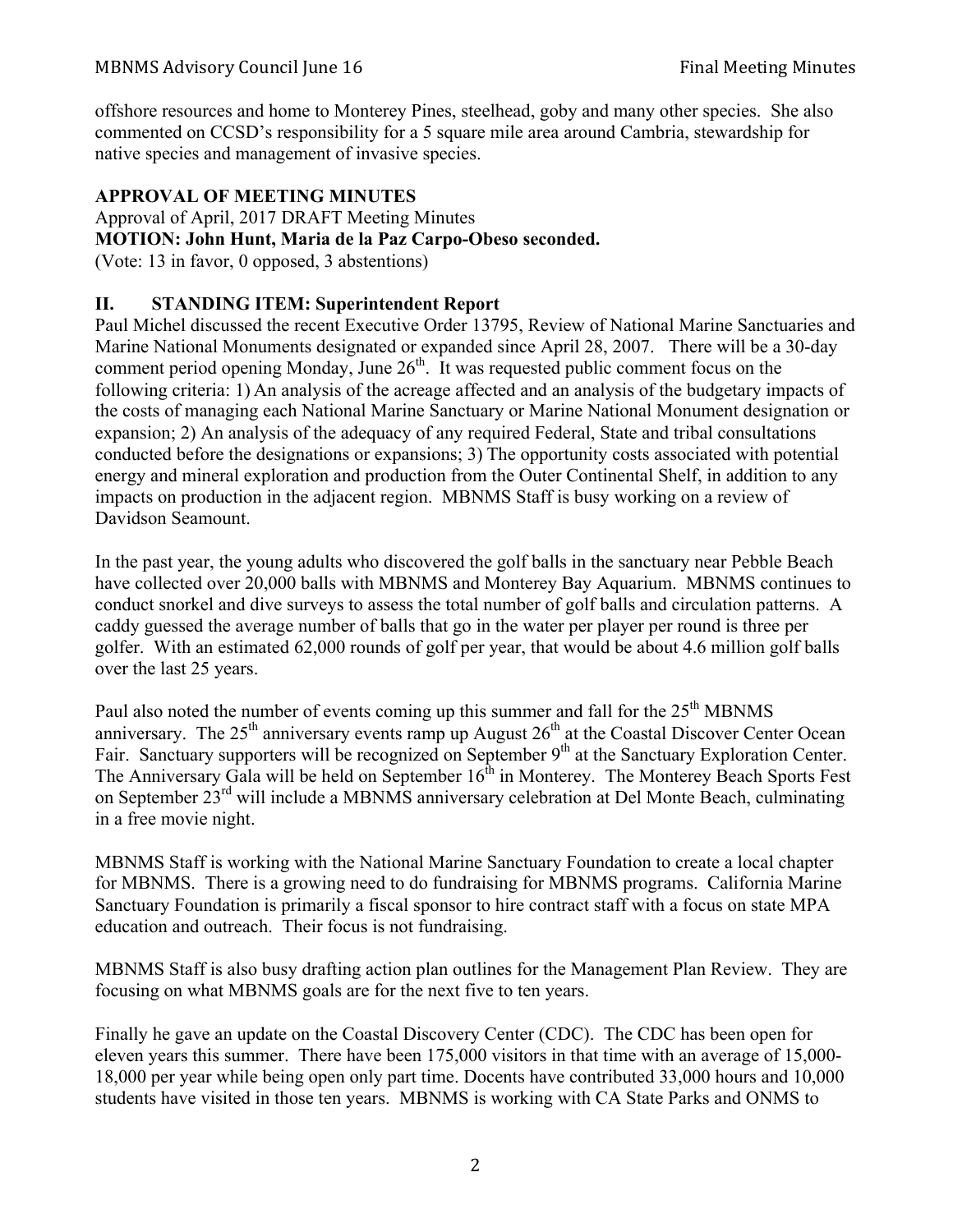offshore resources and home to Monterey Pines, steelhead, goby and many other species. She also commented on CCSD's responsibility for a 5 square mile area around Cambria, stewardship for native species and management of invasive species.

**APPROVAL OF MEETING MINUTES**

Approval of April, 2017 DRAFT Meeting Minutes

**MOTION: John Hunt, Maria de la Paz Carpo-Obeso seconded.**

(Vote: 13 in favor, 0 opposed, 3 abstentions)

## II. STANDING ITEM: Superintendent Report

Paul Michel discussed the recent Executive Order 13795, Review of National Marine Sanctuaries and Marine National Monuments designated or expanded since April 28, 2007. There will be a 30-day comment period opening Monday, June 26th. It was requested public comment focus on the following criteria: 1) An analysis of the acreage affected and an analysis of the budgetary impacts of the costs of managing each National Marine Sanctuary or Marine National Monument designation or expansion; 2) An analysis of the adequacy of any required Federal, State and tribal consultations conducted before the designations or expansions; 3) The opportunity costs associated with potential energy and mineral exploration and production from the Outer Continental Shelf, in addition to any impacts on production in the adjacent region. MBNMS Staff is busy working on a review of Davidson Seamount.

In the past year, the young adults who discovered the golf balls in the sanctuary near Pebble Beach have collected over 20,000 balls with MBNMS and Monterey Bay Aquarium. MBNMS continues to conduct snorkel and dive surveys to assess the total number of golf balls and circulation patterns. A caddy guessed the average number of balls that go in the water per player per round is three per golfer. With an estimated 62,000 rounds of golf per year, that would be about 4.6 million golf balls over the last 25 years.

Paul also noted the number of events coming up this summer and fall for the 25th MBNMS anniversary. The 25th anniversary events ramp up August 26th at the Coastal Discover Center Ocean Fair. Sanctuary supporters will be recognized on September 9th at the Sanctuary Exploration Center. The Anniversary Gala will be held on September 16th in Monterey. The Monterey Beach Sports Fest on September 23rd will include a MBNMS anniversary celebration at Del Monte Beach, culminating in a free movie night.

MBNMS Staff is working with the National Marine Sanctuary Foundation to create a local chapter for MBNMS. There is a growing need to do fundraising for MBNMS programs. California Marine Sanctuary Foundation is primarily a fiscal sponsor to hire contract staff with a focus on state MPA education and outreach. Their focus is not fundraising.

MBNMS Staff is also busy drafting action plan outlines for the Management Plan Review. They are focusing on what MBNMS goals are for the next five to ten years.

Finally he gave an update on the Coastal Discovery Center (CDC). The CDC has been open for eleven years this summer. There have been 175,000 visitors in that time with an average of 15,000-18,000 per year while being open only part time. Docents have contributed 33,000 hours and 10,000 students have visited in those ten years. MBNMS is working with CA State Parks and ONMS to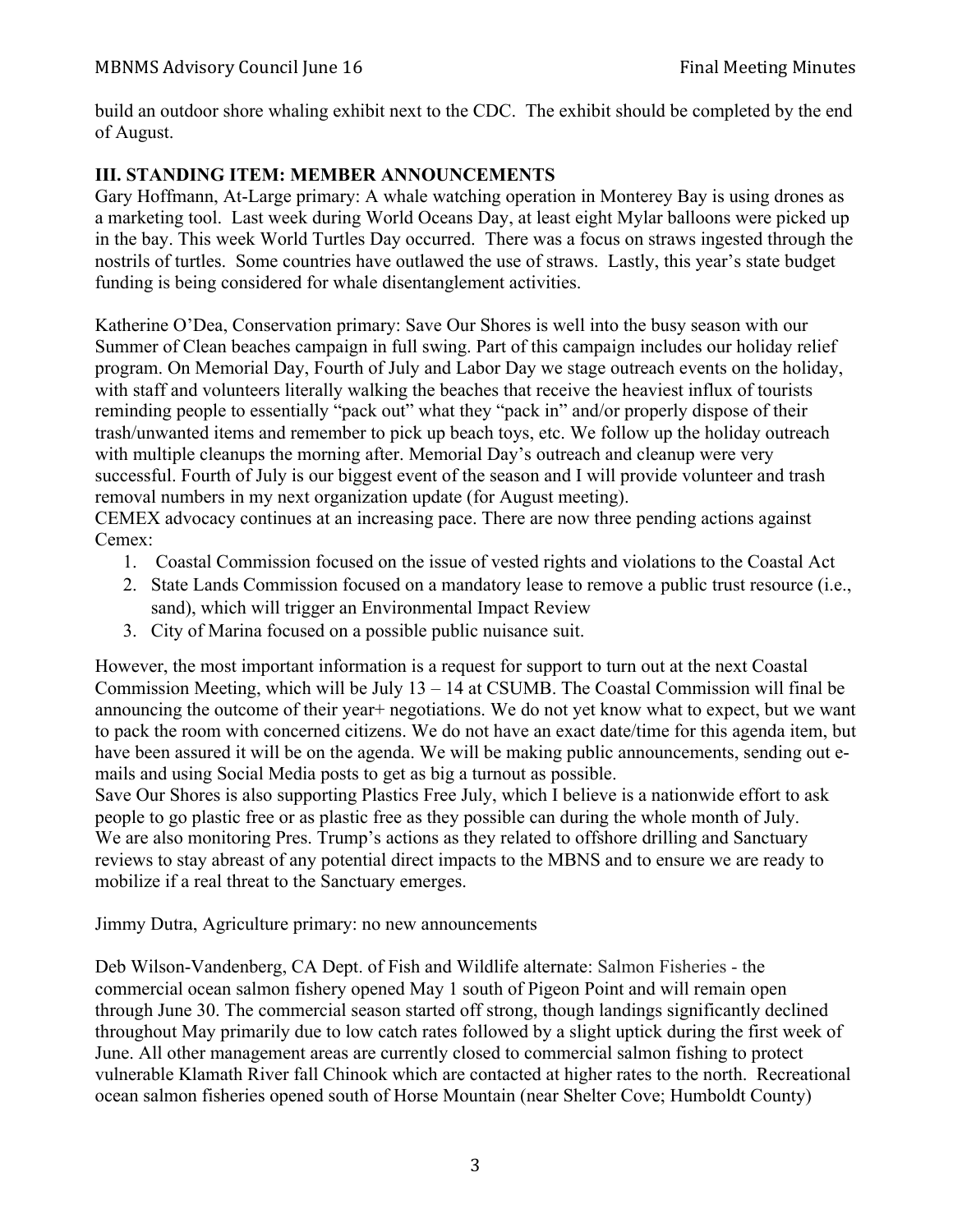build an outdoor shore whaling exhibit next to the CDC. The exhibit should be completed by the end of August.

## III. STANDING ITEM: MEMBER ANNOUNCEMENTS

Gary Hoffmann, At-Large primary: A whale watching operation in Monterey Bay is using drones as a marketing tool. Last week during World Oceans Day, at least eight Mylar balloons were picked up in the bay. This week World Turtles Day occurred. There was a focus on straws ingested through the nostrils of turtles. Some countries have outlawed the use of straws. Lastly, this year's state budget funding is being considered for whale disentanglement activities.

Katherine O'Dea, Conservation primary: Save Our Shores is well into the busy season with our Summer of Clean beaches campaign in full swing. Part of this campaign includes our holiday relief program. On Memorial Day, Fourth of July and Labor Day we stage outreach events on the holiday, with staff and volunteers literally walking the beaches that receive the heaviest influx of tourists reminding people to essentially "pack out" what they "pack in" and/or properly dispose of their trash/unwanted items and remember to pick up beach toys, etc. We follow up the holiday outreach with multiple cleanups the morning after. Memorial Day's outreach and cleanup were very successful. Fourth of July is our biggest event of the season and I will provide volunteer and trash removal numbers in my next organization update (for August meeting).
CEMEX advocacy continues at an increasing pace. There are now three pending actions against Cemex:

1. Coastal Commission focused on the issue of vested rights and violations to the Coastal Act
2. State Lands Commission focused on a mandatory lease to remove a public trust resource (i.e., sand), which will trigger an Environmental Impact Review
3. City of Marina focused on a possible public nuisance suit.

However, the most important information is a request for support to turn out at the next Coastal Commission Meeting, which will be July 13 – 14 at CSUMB. The Coastal Commission will final be announcing the outcome of their year+ negotiations. We do not yet know what to expect, but we want to pack the room with concerned citizens. We do not have an exact date/time for this agenda item, but have been assured it will be on the agenda. We will be making public announcements, sending out e-mails and using Social Media posts to get as big a turnout as possible.
Save Our Shores is also supporting Plastics Free July, which I believe is a nationwide effort to ask people to go plastic free or as plastic free as they possible can during the whole month of July.
We are also monitoring Pres. Trump's actions as they related to offshore drilling and Sanctuary reviews to stay abreast of any potential direct impacts to the MBNS and to ensure we are ready to mobilize if a real threat to the Sanctuary emerges.

Jimmy Dutra, Agriculture primary: no new announcements

Deb Wilson-Vandenberg, CA Dept. of Fish and Wildlife alternate: Salmon Fisheries - the commercial ocean salmon fishery opened May 1 south of Pigeon Point and will remain open through June 30. The commercial season started off strong, though landings significantly declined throughout May primarily due to low catch rates followed by a slight uptick during the first week of June. All other management areas are currently closed to commercial salmon fishing to protect vulnerable Klamath River fall Chinook which are contacted at higher rates to the north. Recreational ocean salmon fisheries opened south of Horse Mountain (near Shelter Cove; Humboldt County)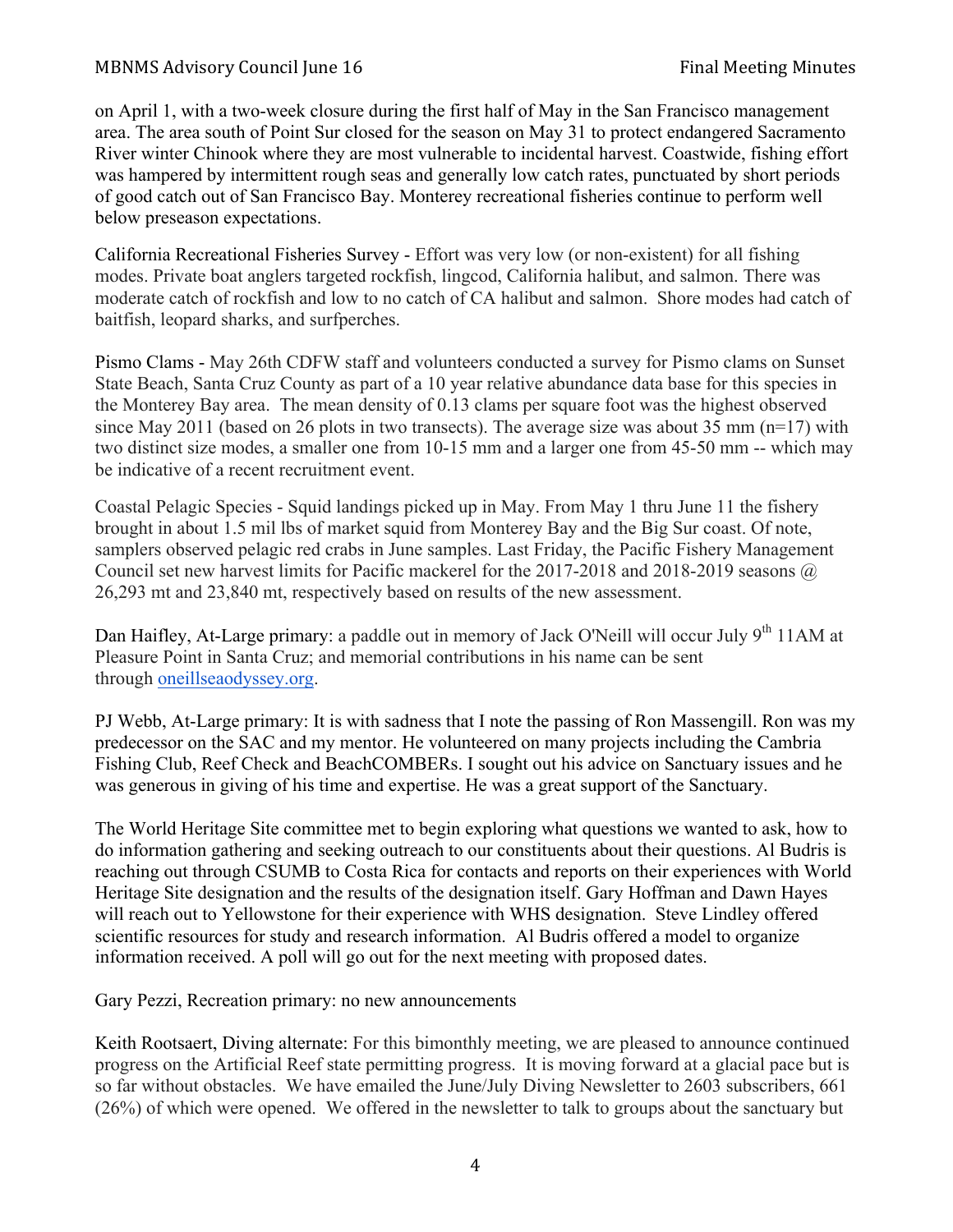on April 1, with a two-week closure during the first half of May in the San Francisco management area. The area south of Point Sur closed for the season on May 31 to protect endangered Sacramento River winter Chinook where they are most vulnerable to incidental harvest. Coastwide, fishing effort was hampered by intermittent rough seas and generally low catch rates, punctuated by short periods of good catch out of San Francisco Bay. Monterey recreational fisheries continue to perform well below preseason expectations.

California Recreational Fisheries Survey - Effort was very low (or non-existent) for all fishing modes. Private boat anglers targeted rockfish, lingcod, California halibut, and salmon. There was moderate catch of rockfish and low to no catch of CA halibut and salmon. Shore modes had catch of baitfish, leopard sharks, and surfperches.

Pismo Clams - May 26th CDFW staff and volunteers conducted a survey for Pismo clams on Sunset State Beach, Santa Cruz County as part of a 10 year relative abundance data base for this species in the Monterey Bay area. The mean density of 0.13 clams per square foot was the highest observed since May 2011 (based on 26 plots in two transects). The average size was about 35 mm (n=17) with two distinct size modes, a smaller one from 10-15 mm and a larger one from 45-50 mm -- which may be indicative of a recent recruitment event.

Coastal Pelagic Species - Squid landings picked up in May. From May 1 thru June 11 the fishery brought in about 1.5 mil lbs of market squid from Monterey Bay and the Big Sur coast. Of note, samplers observed pelagic red crabs in June samples. Last Friday, the Pacific Fishery Management Council set new harvest limits for Pacific mackerel for the 2017-2018 and 2018-2019 seasons @ 26,293 mt and 23,840 mt, respectively based on results of the new assessment.

Dan Haifley, At-Large primary: a paddle out in memory of Jack O'Neill will occur July 9th 11AM at Pleasure Point in Santa Cruz; and memorial contributions in his name can be sent through oneillseaodyssey.org.

PJ Webb, At-Large primary: It is with sadness that I note the passing of Ron Massengill. Ron was my predecessor on the SAC and my mentor. He volunteered on many projects including the Cambria Fishing Club, Reef Check and BeachCOMBERs. I sought out his advice on Sanctuary issues and he was generous in giving of his time and expertise. He was a great support of the Sanctuary.

The World Heritage Site committee met to begin exploring what questions we wanted to ask, how to do information gathering and seeking outreach to our constituents about their questions. Al Budris is reaching out through CSUMB to Costa Rica for contacts and reports on their experiences with World Heritage Site designation and the results of the designation itself. Gary Hoffman and Dawn Hayes will reach out to Yellowstone for their experience with WHS designation. Steve Lindley offered scientific resources for study and research information. Al Budris offered a model to organize information received. A poll will go out for the next meeting with proposed dates.

Gary Pezzi, Recreation primary: no new announcements

Keith Rootsaert, Diving alternate: For this bimonthly meeting, we are pleased to announce continued progress on the Artificial Reef state permitting progress. It is moving forward at a glacial pace but is so far without obstacles. We have emailed the June/July Diving Newsletter to 2603 subscribers, 661 (26%) of which were opened. We offered in the newsletter to talk to groups about the sanctuary but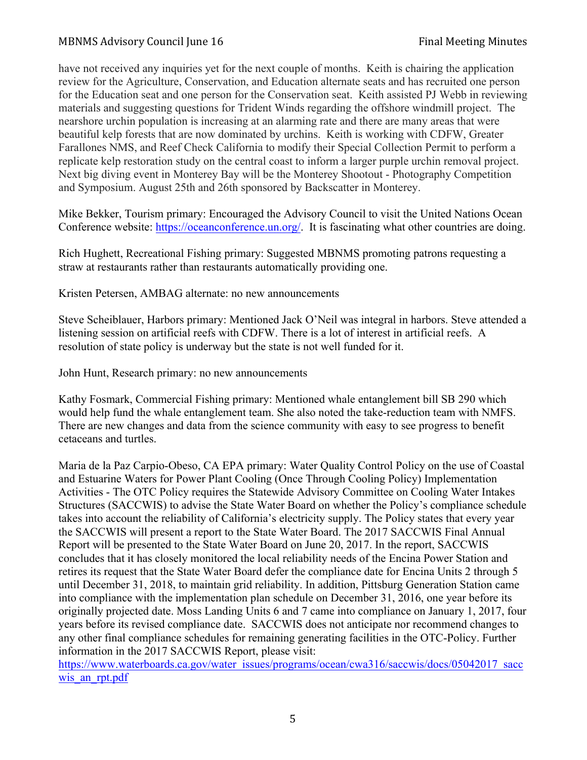have not received any inquiries yet for the next couple of months. Keith is chairing the application review for the Agriculture, Conservation, and Education alternate seats and has recruited one person for the Education seat and one person for the Conservation seat. Keith assisted PJ Webb in reviewing materials and suggesting questions for Trident Winds regarding the offshore windmill project. The nearshore urchin population is increasing at an alarming rate and there are many areas that were beautiful kelp forests that are now dominated by urchins. Keith is working with CDFW, Greater Farallones NMS, and Reef Check California to modify their Special Collection Permit to perform a replicate kelp restoration study on the central coast to inform a larger purple urchin removal project. Next big diving event in Monterey Bay will be the Monterey Shootout - Photography Competition and Symposium. August 25th and 26th sponsored by Backscatter in Monterey.

Mike Bekker, Tourism primary: Encouraged the Advisory Council to visit the United Nations Ocean Conference website: https://oceanconference.un.org/. It is fascinating what other countries are doing.

Rich Hughett, Recreational Fishing primary: Suggested MBNMS promoting patrons requesting a straw at restaurants rather than restaurants automatically providing one.

Kristen Petersen, AMBAG alternate: no new announcements

Steve Scheiblauer, Harbors primary: Mentioned Jack O'Neil was integral in harbors. Steve attended a listening session on artificial reefs with CDFW. There is a lot of interest in artificial reefs. A resolution of state policy is underway but the state is not well funded for it.

John Hunt, Research primary: no new announcements

Kathy Fosmark, Commercial Fishing primary: Mentioned whale entanglement bill SB 290 which would help fund the whale entanglement team. She also noted the take-reduction team with NMFS. There are new changes and data from the science community with easy to see progress to benefit cetaceans and turtles.

Maria de la Paz Carpio-Obeso, CA EPA primary: Water Quality Control Policy on the use of Coastal and Estuarine Waters for Power Plant Cooling (Once Through Cooling Policy) Implementation Activities - The OTC Policy requires the Statewide Advisory Committee on Cooling Water Intakes Structures (SACCWIS) to advise the State Water Board on whether the Policy's compliance schedule takes into account the reliability of California's electricity supply. The Policy states that every year the SACCWIS will present a report to the State Water Board. The 2017 SACCWIS Final Annual Report will be presented to the State Water Board on June 20, 2017. In the report, SACCWIS concludes that it has closely monitored the local reliability needs of the Encina Power Station and retires its request that the State Water Board defer the compliance date for Encina Units 2 through 5 until December 31, 2018, to maintain grid reliability. In addition, Pittsburg Generation Station came into compliance with the implementation plan schedule on December 31, 2016, one year before its originally projected date. Moss Landing Units 6 and 7 came into compliance on January 1, 2017, four years before its revised compliance date. SACCWIS does not anticipate nor recommend changes to any other final compliance schedules for remaining generating facilities in the OTC-Policy. Further information in the 2017 SACCWIS Report, please visit: https://www.waterboards.ca.gov/water_issues/programs/ocean/cwa316/saccwis/docs/05042017_saccwis_an_rpt.pdf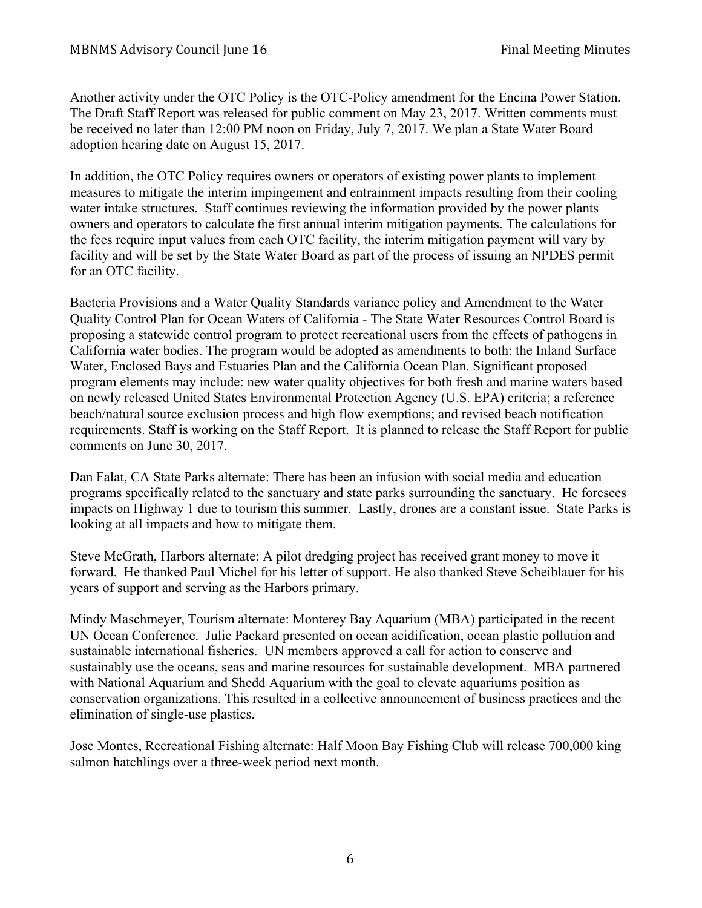Another activity under the OTC Policy is the OTC-Policy amendment for the Encina Power Station. The Draft Staff Report was released for public comment on May 23, 2017. Written comments must be received no later than 12:00 PM noon on Friday, July 7, 2017. We plan a State Water Board adoption hearing date on August 15, 2017.

In addition, the OTC Policy requires owners or operators of existing power plants to implement measures to mitigate the interim impingement and entrainment impacts resulting from their cooling water intake structures. Staff continues reviewing the information provided by the power plants owners and operators to calculate the first annual interim mitigation payments. The calculations for the fees require input values from each OTC facility, the interim mitigation payment will vary by facility and will be set by the State Water Board as part of the process of issuing an NPDES permit for an OTC facility.

Bacteria Provisions and a Water Quality Standards variance policy and Amendment to the Water Quality Control Plan for Ocean Waters of California - The State Water Resources Control Board is proposing a statewide control program to protect recreational users from the effects of pathogens in California water bodies. The program would be adopted as amendments to both: the Inland Surface Water, Enclosed Bays and Estuaries Plan and the California Ocean Plan. Significant proposed program elements may include: new water quality objectives for both fresh and marine waters based on newly released United States Environmental Protection Agency (U.S. EPA) criteria; a reference beach/natural source exclusion process and high flow exemptions; and revised beach notification requirements. Staff is working on the Staff Report. It is planned to release the Staff Report for public comments on June 30, 2017.

Dan Falat, CA State Parks alternate: There has been an infusion with social media and education programs specifically related to the sanctuary and state parks surrounding the sanctuary. He foresees impacts on Highway 1 due to tourism this summer. Lastly, drones are a constant issue. State Parks is looking at all impacts and how to mitigate them.

Steve McGrath, Harbors alternate: A pilot dredging project has received grant money to move it forward. He thanked Paul Michel for his letter of support. He also thanked Steve Scheiblauer for his years of support and serving as the Harbors primary.

Mindy Maschmeyer, Tourism alternate: Monterey Bay Aquarium (MBA) participated in the recent UN Ocean Conference. Julie Packard presented on ocean acidification, ocean plastic pollution and sustainable international fisheries. UN members approved a call for action to conserve and sustainably use the oceans, seas and marine resources for sustainable development. MBA partnered with National Aquarium and Shedd Aquarium with the goal to elevate aquariums position as conservation organizations. This resulted in a collective announcement of business practices and the elimination of single-use plastics.

Jose Montes, Recreational Fishing alternate: Half Moon Bay Fishing Club will release 700,000 king salmon hatchlings over a three-week period next month.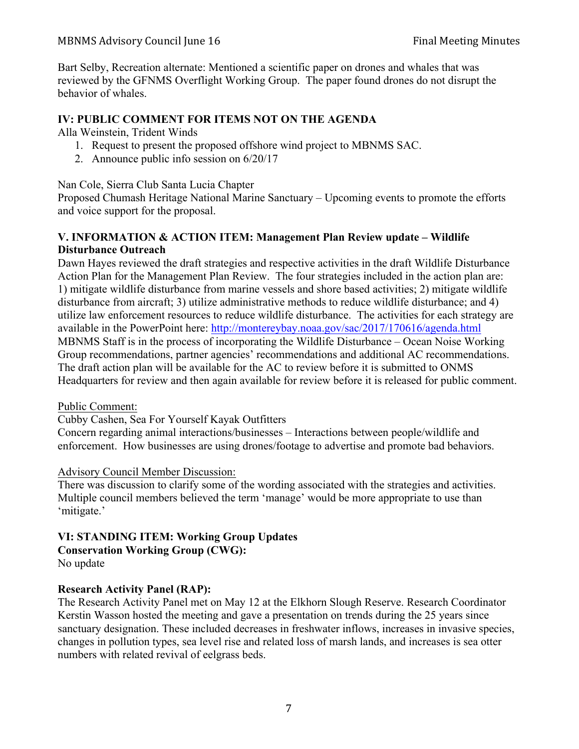Bart Selby, Recreation alternate: Mentioned a scientific paper on drones and whales that was reviewed by the GFNMS Overflight Working Group. The paper found drones do not disrupt the behavior of whales.

## IV: PUBLIC COMMENT FOR ITEMS NOT ON THE AGENDA

Alla Weinstein, Trident Winds

1. Request to present the proposed offshore wind project to MBNMS SAC.
2. Announce public info session on 6/20/17

Nan Cole, Sierra Club Santa Lucia Chapter
Proposed Chumash Heritage National Marine Sanctuary – Upcoming events to promote the efforts and voice support for the proposal.

## V. INFORMATION & ACTION ITEM: Management Plan Review update – Wildlife Disturbance Outreach

Dawn Hayes reviewed the draft strategies and respective activities in the draft Wildlife Disturbance Action Plan for the Management Plan Review. The four strategies included in the action plan are: 1) mitigate wildlife disturbance from marine vessels and shore based activities; 2) mitigate wildlife disturbance from aircraft; 3) utilize administrative methods to reduce wildlife disturbance; and 4) utilize law enforcement resources to reduce wildlife disturbance. The activities for each strategy are available in the PowerPoint here: http://montereybay.noaa.gov/sac/2017/170616/agenda.html
MBNMS Staff is in the process of incorporating the Wildlife Disturbance – Ocean Noise Working Group recommendations, partner agencies' recommendations and additional AC recommendations. The draft action plan will be available for the AC to review before it is submitted to ONMS Headquarters for review and then again available for review before it is released for public comment.

Public Comment:

Cubby Cashen, Sea For Yourself Kayak Outfitters
Concern regarding animal interactions/businesses – Interactions between people/wildlife and enforcement. How businesses are using drones/footage to advertise and promote bad behaviors.

Advisory Council Member Discussion:

There was discussion to clarify some of the wording associated with the strategies and activities. Multiple council members believed the term 'manage' would be more appropriate to use than 'mitigate.'

## VI: STANDING ITEM: Working Group Updates

**Conservation Working Group (CWG):**
No update

**Research Activity Panel (RAP):**
The Research Activity Panel met on May 12 at the Elkhorn Slough Reserve. Research Coordinator Kerstin Wasson hosted the meeting and gave a presentation on trends during the 25 years since sanctuary designation. These included decreases in freshwater inflows, increases in invasive species, changes in pollution types, sea level rise and related loss of marsh lands, and increases is sea otter numbers with related revival of eelgrass beds.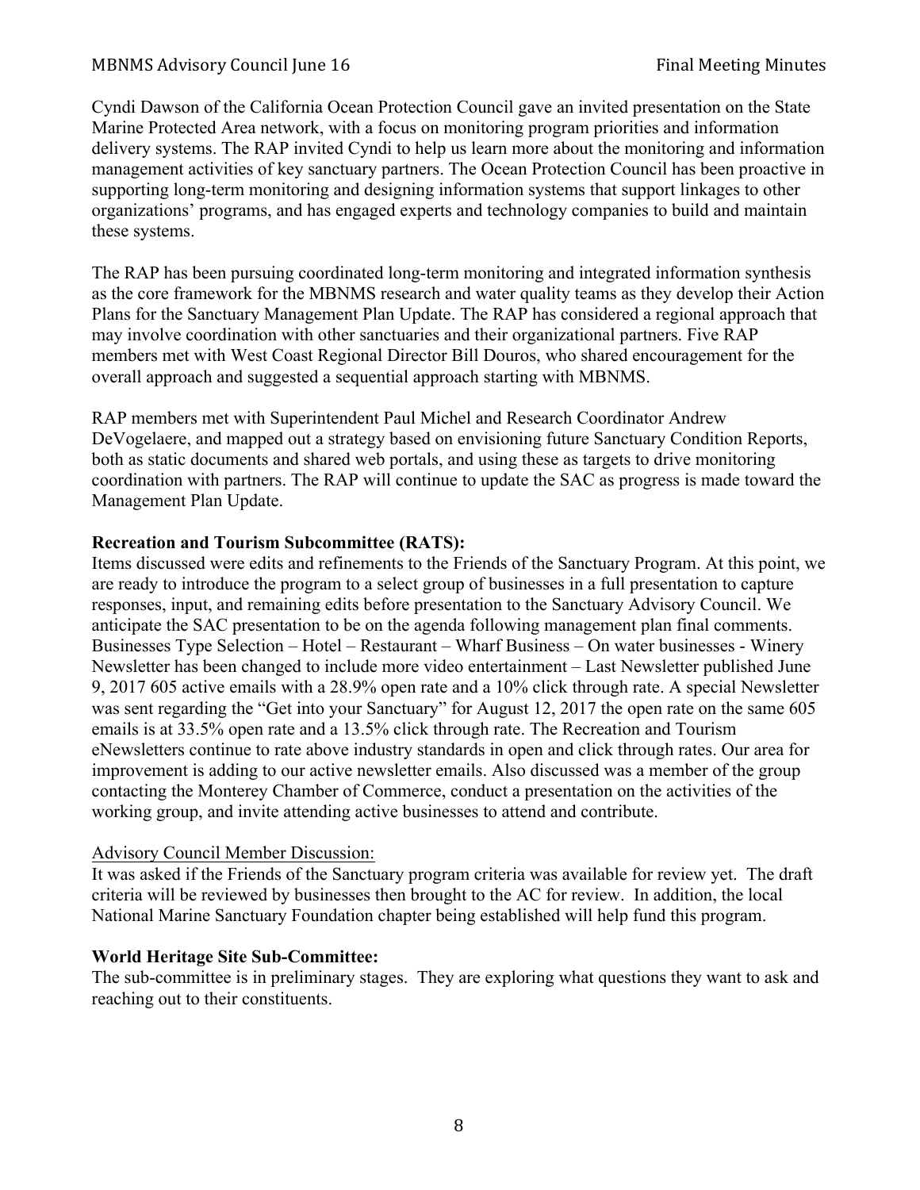Cyndi Dawson of the California Ocean Protection Council gave an invited presentation on the State Marine Protected Area network, with a focus on monitoring program priorities and information delivery systems. The RAP invited Cyndi to help us learn more about the monitoring and information management activities of key sanctuary partners. The Ocean Protection Council has been proactive in supporting long-term monitoring and designing information systems that support linkages to other organizations' programs, and has engaged experts and technology companies to build and maintain these systems.

The RAP has been pursuing coordinated long-term monitoring and integrated information synthesis as the core framework for the MBNMS research and water quality teams as they develop their Action Plans for the Sanctuary Management Plan Update. The RAP has considered a regional approach that may involve coordination with other sanctuaries and their organizational partners. Five RAP members met with West Coast Regional Director Bill Douros, who shared encouragement for the overall approach and suggested a sequential approach starting with MBNMS.

RAP members met with Superintendent Paul Michel and Research Coordinator Andrew DeVogelaere, and mapped out a strategy based on envisioning future Sanctuary Condition Reports, both as static documents and shared web portals, and using these as targets to drive monitoring coordination with partners. The RAP will continue to update the SAC as progress is made toward the Management Plan Update.

**Recreation and Tourism Subcommittee (RATS):**
Items discussed were edits and refinements to the Friends of the Sanctuary Program. At this point, we are ready to introduce the program to a select group of businesses in a full presentation to capture responses, input, and remaining edits before presentation to the Sanctuary Advisory Council. We anticipate the SAC presentation to be on the agenda following management plan final comments. Businesses Type Selection – Hotel – Restaurant – Wharf Business – On water businesses - Winery Newsletter has been changed to include more video entertainment – Last Newsletter published June 9, 2017 605 active emails with a 28.9% open rate and a 10% click through rate. A special Newsletter was sent regarding the "Get into your Sanctuary" for August 12, 2017 the open rate on the same 605 emails is at 33.5% open rate and a 13.5% click through rate. The Recreation and Tourism eNewsletters continue to rate above industry standards in open and click through rates. Our area for improvement is adding to our active newsletter emails. Also discussed was a member of the group contacting the Monterey Chamber of Commerce, conduct a presentation on the activities of the working group, and invite attending active businesses to attend and contribute.

<u>Advisory Council Member Discussion:</u>
It was asked if the Friends of the Sanctuary program criteria was available for review yet. The draft criteria will be reviewed by businesses then brought to the AC for review. In addition, the local National Marine Sanctuary Foundation chapter being established will help fund this program.

**World Heritage Site Sub-Committee:**
The sub-committee is in preliminary stages. They are exploring what questions they want to ask and reaching out to their constituents.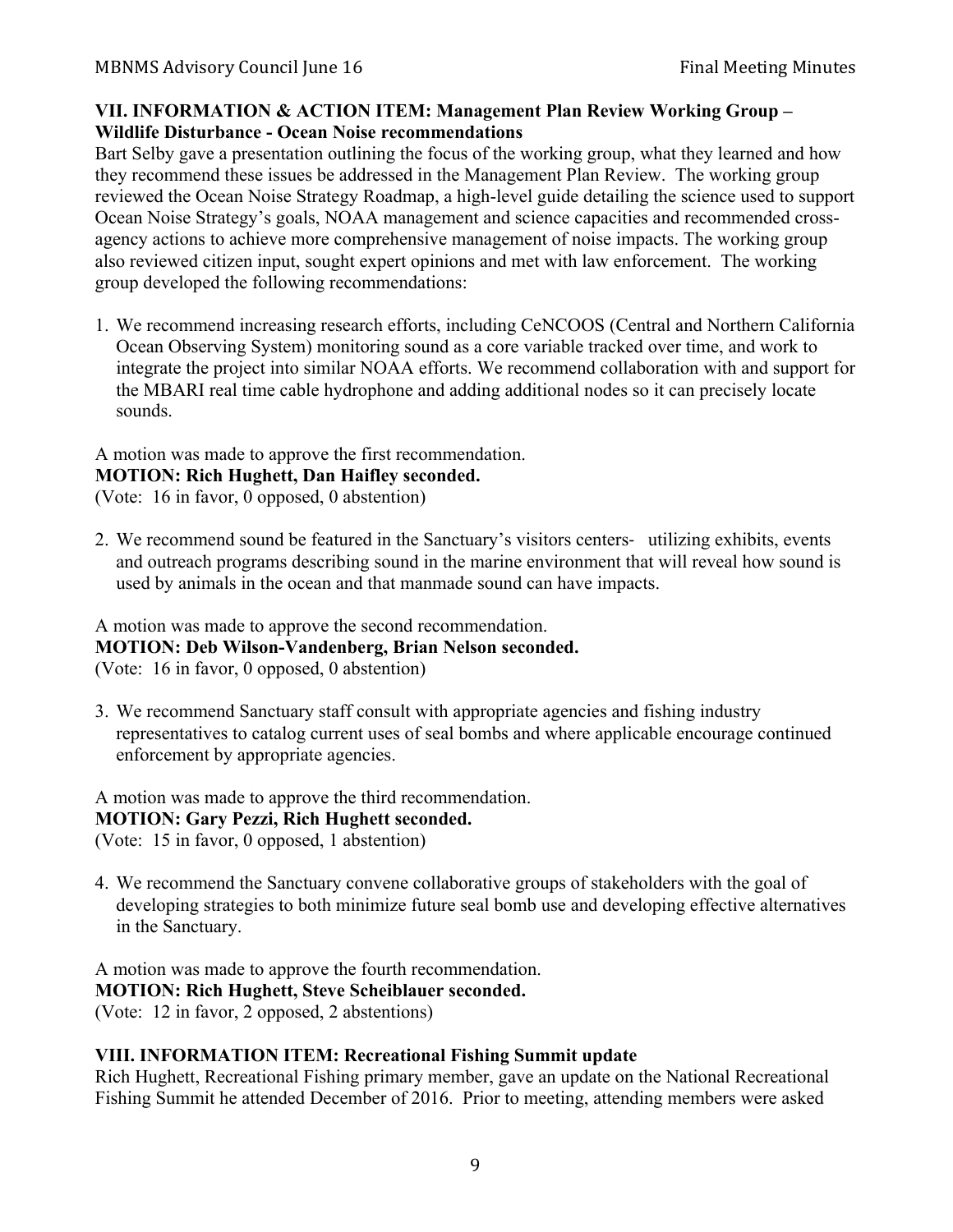**VII. INFORMATION & ACTION ITEM: Management Plan Review Working Group – Wildlife Disturbance - Ocean Noise recommendations**

Bart Selby gave a presentation outlining the focus of the working group, what they learned and how they recommend these issues be addressed in the Management Plan Review. The working group reviewed the Ocean Noise Strategy Roadmap, a high-level guide detailing the science used to support Ocean Noise Strategy's goals, NOAA management and science capacities and recommended cross-agency actions to achieve more comprehensive management of noise impacts. The working group also reviewed citizen input, sought expert opinions and met with law enforcement. The working group developed the following recommendations:

1. We recommend increasing research efforts, including CeNCOOS (Central and Northern California Ocean Observing System) monitoring sound as a core variable tracked over time, and work to integrate the project into similar NOAA efforts. We recommend collaboration with and support for the MBARI real time cable hydrophone and adding additional nodes so it can precisely locate sounds.

A motion was made to approve the first recommendation.
**MOTION: Rich Hughett, Dan Haifley seconded.**
(Vote: 16 in favor, 0 opposed, 0 abstention)

2. We recommend sound be featured in the Sanctuary's visitors centers- utilizing exhibits, events and outreach programs describing sound in the marine environment that will reveal how sound is used by animals in the ocean and that manmade sound can have impacts.

A motion was made to approve the second recommendation.
**MOTION: Deb Wilson-Vandenberg, Brian Nelson seconded.**
(Vote: 16 in favor, 0 opposed, 0 abstention)

3. We recommend Sanctuary staff consult with appropriate agencies and fishing industry representatives to catalog current uses of seal bombs and where applicable encourage continued enforcement by appropriate agencies.

A motion was made to approve the third recommendation.
**MOTION: Gary Pezzi, Rich Hughett seconded.**
(Vote: 15 in favor, 0 opposed, 1 abstention)

4. We recommend the Sanctuary convene collaborative groups of stakeholders with the goal of developing strategies to both minimize future seal bomb use and developing effective alternatives in the Sanctuary.

A motion was made to approve the fourth recommendation.
**MOTION: Rich Hughett, Steve Scheiblauer seconded.**
(Vote: 12 in favor, 2 opposed, 2 abstentions)

**VIII. INFORMATION ITEM: Recreational Fishing Summit update**

Rich Hughett, Recreational Fishing primary member, gave an update on the National Recreational Fishing Summit he attended December of 2016. Prior to meeting, attending members were asked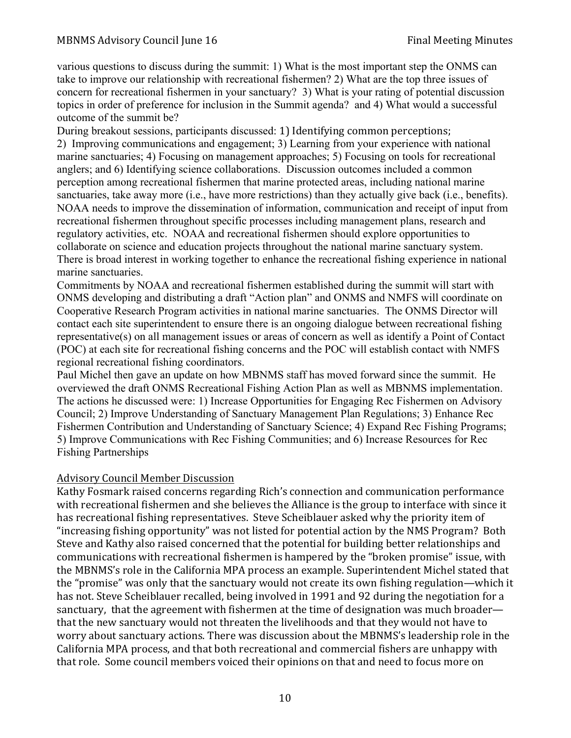various questions to discuss during the summit: 1) What is the most important step the ONMS can take to improve our relationship with recreational fishermen? 2) What are the top three issues of concern for recreational fishermen in your sanctuary? 3) What is your rating of potential discussion topics in order of preference for inclusion in the Summit agenda? and 4) What would a successful outcome of the summit be?

During breakout sessions, participants discussed: 1) Identifying common perceptions; 2) Improving communications and engagement; 3) Learning from your experience with national marine sanctuaries; 4) Focusing on management approaches; 5) Focusing on tools for recreational anglers; and 6) Identifying science collaborations. Discussion outcomes included a common perception among recreational fishermen that marine protected areas, including national marine sanctuaries, take away more (i.e., have more restrictions) than they actually give back (i.e., benefits). NOAA needs to improve the dissemination of information, communication and receipt of input from recreational fishermen throughout specific processes including management plans, research and regulatory activities, etc. NOAA and recreational fishermen should explore opportunities to collaborate on science and education projects throughout the national marine sanctuary system. There is broad interest in working together to enhance the recreational fishing experience in national marine sanctuaries.

Commitments by NOAA and recreational fishermen established during the summit will start with ONMS developing and distributing a draft "Action plan" and ONMS and NMFS will coordinate on Cooperative Research Program activities in national marine sanctuaries. The ONMS Director will contact each site superintendent to ensure there is an ongoing dialogue between recreational fishing representative(s) on all management issues or areas of concern as well as identify a Point of Contact (POC) at each site for recreational fishing concerns and the POC will establish contact with NMFS regional recreational fishing coordinators.

Paul Michel then gave an update on how MBNMS staff has moved forward since the summit. He overviewed the draft ONMS Recreational Fishing Action Plan as well as MBNMS implementation. The actions he discussed were: 1) Increase Opportunities for Engaging Rec Fishermen on Advisory Council; 2) Improve Understanding of Sanctuary Management Plan Regulations; 3) Enhance Rec Fishermen Contribution and Understanding of Sanctuary Science; 4) Expand Rec Fishing Programs; 5) Improve Communications with Rec Fishing Communities; and 6) Increase Resources for Rec Fishing Partnerships

Advisory Council Member Discussion

Kathy Fosmark raised concerns regarding Rich's connection and communication performance with recreational fishermen and she believes the Alliance is the group to interface with since it has recreational fishing representatives. Steve Scheiblauer asked why the priority item of "increasing fishing opportunity" was not listed for potential action by the NMS Program? Both Steve and Kathy also raised concerned that the potential for building better relationships and communications with recreational fishermen is hampered by the "broken promise" issue, with the MBNMS's role in the California MPA process an example. Superintendent Michel stated that the "promise" was only that the sanctuary would not create its own fishing regulation—which it has not. Steve Scheiblauer recalled, being involved in 1991 and 92 during the negotiation for a sanctuary, that the agreement with fishermen at the time of designation was much broader—that the new sanctuary would not threaten the livelihoods and that they would not have to worry about sanctuary actions. There was discussion about the MBNMS's leadership role in the California MPA process, and that both recreational and commercial fishers are unhappy with that role. Some council members voiced their opinions on that and need to focus more on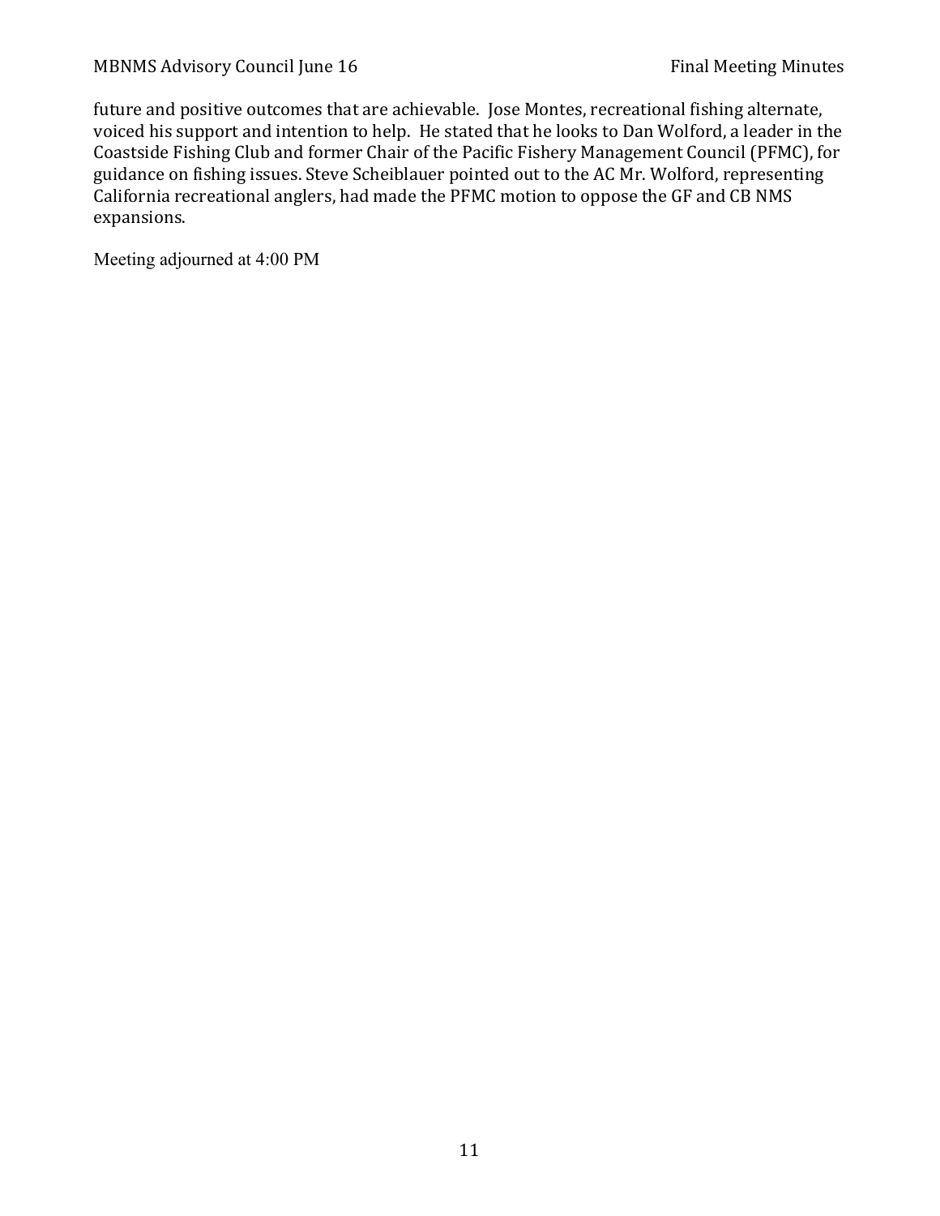future and positive outcomes that are achievable. Jose Montes, recreational fishing alternate, voiced his support and intention to help. He stated that he looks to Dan Wolford, a leader in the Coastside Fishing Club and former Chair of the Pacific Fishery Management Council (PFMC), for guidance on fishing issues. Steve Scheiblauer pointed out to the AC Mr. Wolford, representing California recreational anglers, had made the PFMC motion to oppose the GF and CB NMS expansions.

Meeting adjourned at 4:00 PM